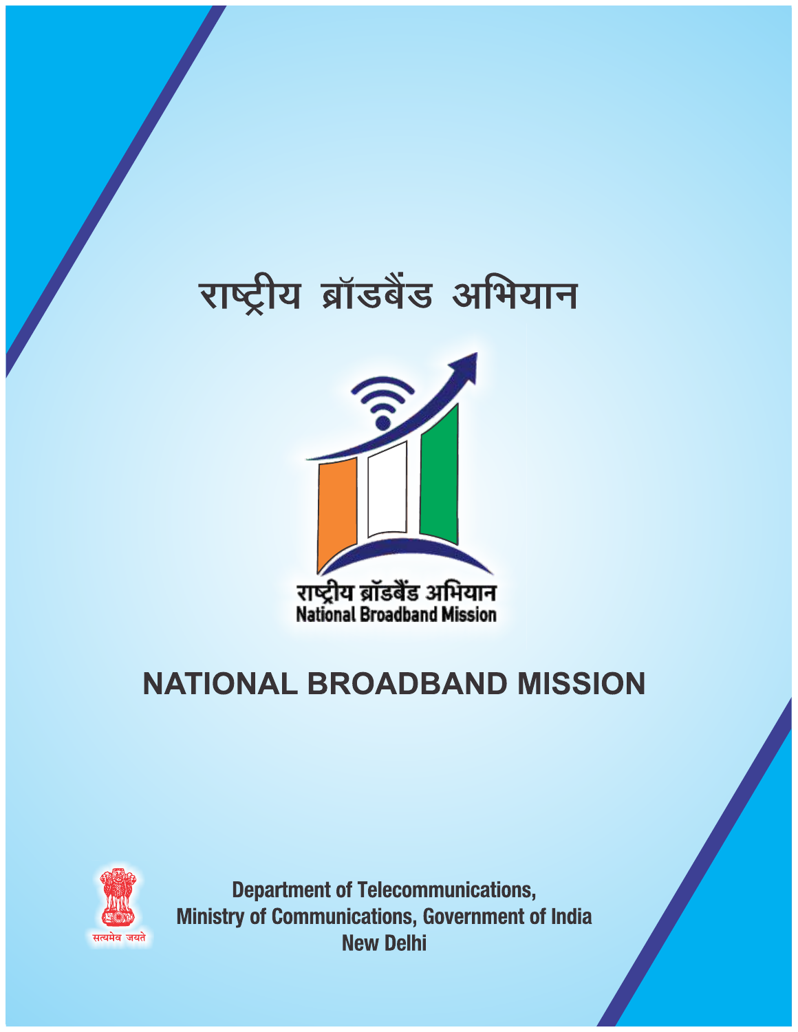# राष्ट्रीय ब्रॉडबैंड अभियान

राष्ट्रीय ब्रॉडबैंड अभियान
National Broadband Mission

# NATIONAL BROADBAND MISSION

सत्यमेव जयते

**Department of Telecommunications,**
**Ministry of Communications, Government of India**
**New Delhi**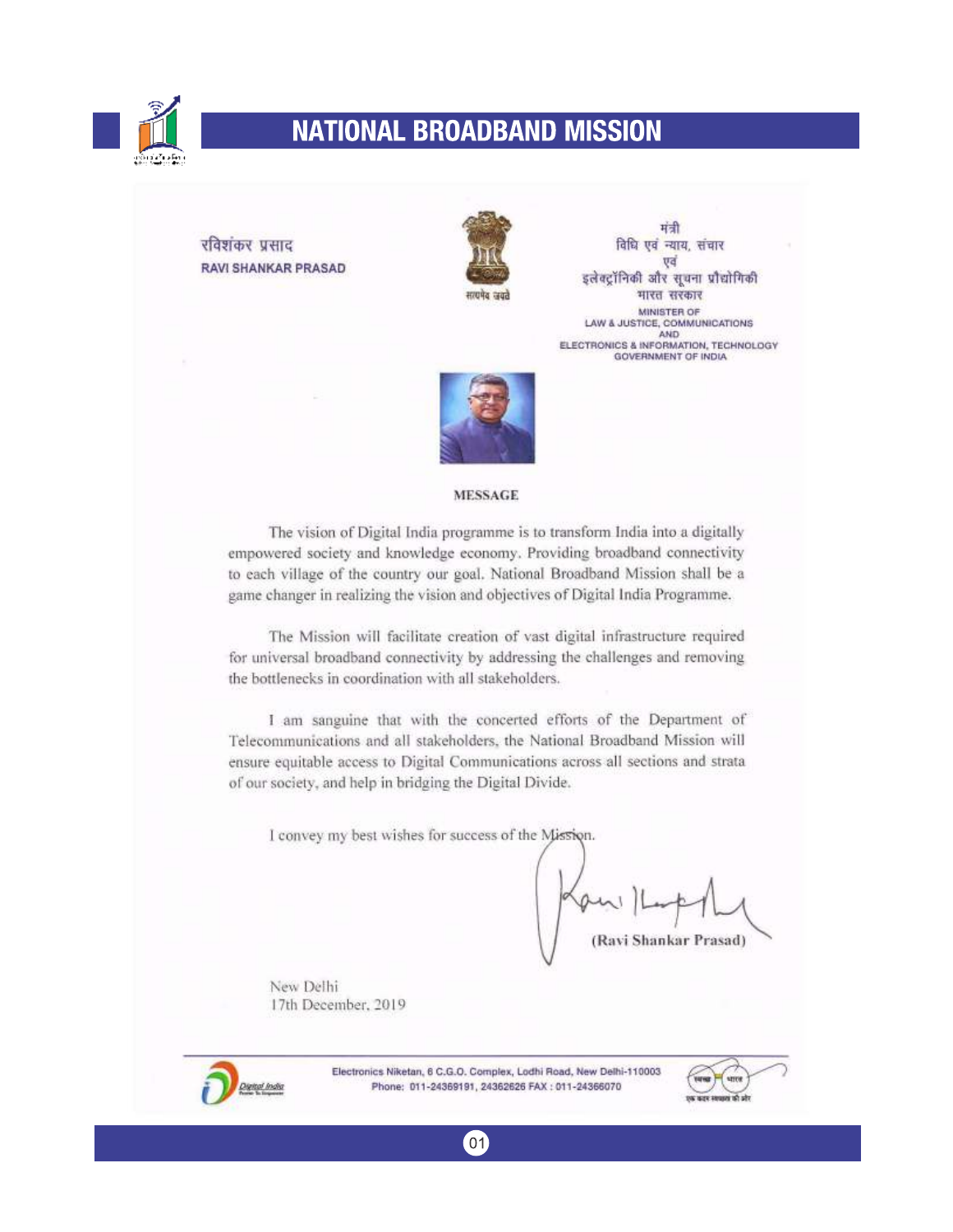# NATIONAL BROADBAND MISSION

रविशंकर प्रसाद
**RAVI SHANKAR PRASAD**

सत्यमेव जयते

मंत्री
विधि एवं न्याय, संचार
एवं
इलेक्ट्रॉनिकी और सूचना प्रौद्योगिकी
भारत सरकार

MINISTER OF
LAW & JUSTICE, COMMUNICATIONS
AND
ELECTRONICS & INFORMATION, TECHNOLOGY
GOVERNMENT OF INDIA

## MESSAGE

The vision of Digital India programme is to transform India into a digitally empowered society and knowledge economy. Providing broadband connectivity to each village of the country our goal. National Broadband Mission shall be a game changer in realizing the vision and objectives of Digital India Programme.

The Mission will facilitate creation of vast digital infrastructure required for universal broadband connectivity by addressing the challenges and removing the bottlenecks in coordination with all stakeholders.

I am sanguine that with the concerted efforts of the Department of Telecommunications and all stakeholders, the National Broadband Mission will ensure equitable access to Digital Communications across all sections and strata of our society, and help in bridging the Digital Divide.

I convey my best wishes for success of the Mission.

(Ravi Shankar Prasad)

New Delhi
17th December, 2019

Electronics Niketan, 6 C.G.O. Complex, Lodhi Road, New Delhi-110003
Phone: 011-24369191, 24362626 FAX : 011-24366070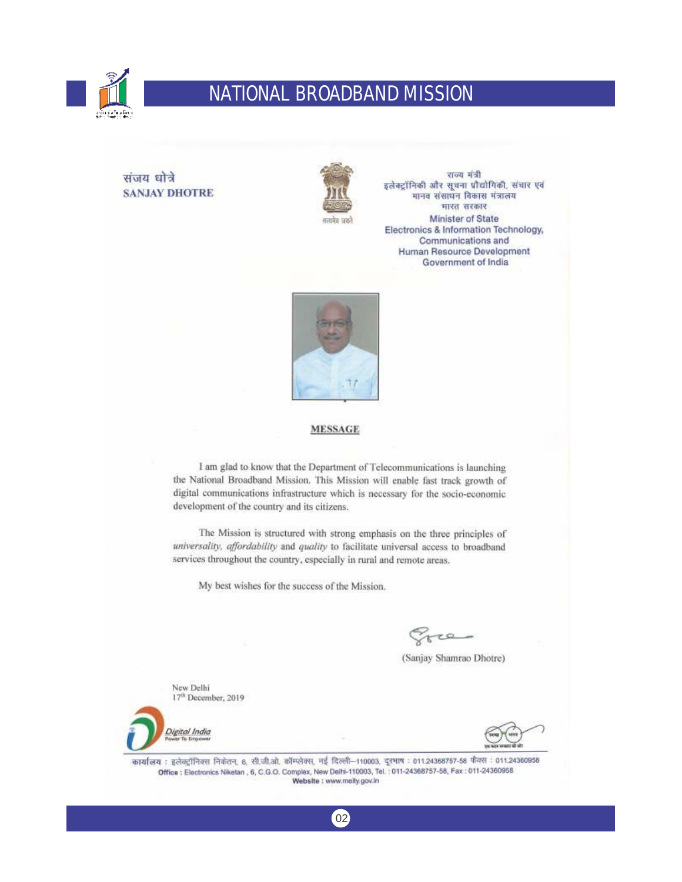संजय धोत्रे
**SANJAY DHOTRE**

सत्यमेव जयते

राज्य मंत्री
इलेक्ट्रॉनिकी और सूचना प्रौद्योगिकी, संचार एवं
मानव संसाधन विकास मंत्रालय
भारत सरकार
Minister of State
Electronics & Information Technology,
Communications and
Human Resource Development
Government of India

## MESSAGE

I am glad to know that the Department of Telecommunications is launching the National Broadband Mission. This Mission will enable fast track growth of digital communications infrastructure which is necessary for the socio-economic development of the country and its citizens.

The Mission is structured with strong emphasis on the three principles of *universality, affordability* and *quality* to facilitate universal access to broadband services throughout the country, especially in rural and remote areas.

My best wishes for the success of the Mission.

(Sanjay Shamrao Dhotre)

New Delhi
17th December, 2019

Digital India
Power To Empower

कार्यालय : इलेक्ट्रॉनिक्स निकेतन, 6, सी.जी.ओ. कॉम्प्लेक्स, नई दिल्ली–110003, दूरभाष : 011.24368757-58 फैक्स : 011.24360958
**Office :** Electronics Niketan , 6, C.G.O. Complex, New Delhi-110003, Tel. : 011-24368757-58, Fax : 011-24360958
**Website :** www.meity.gov.in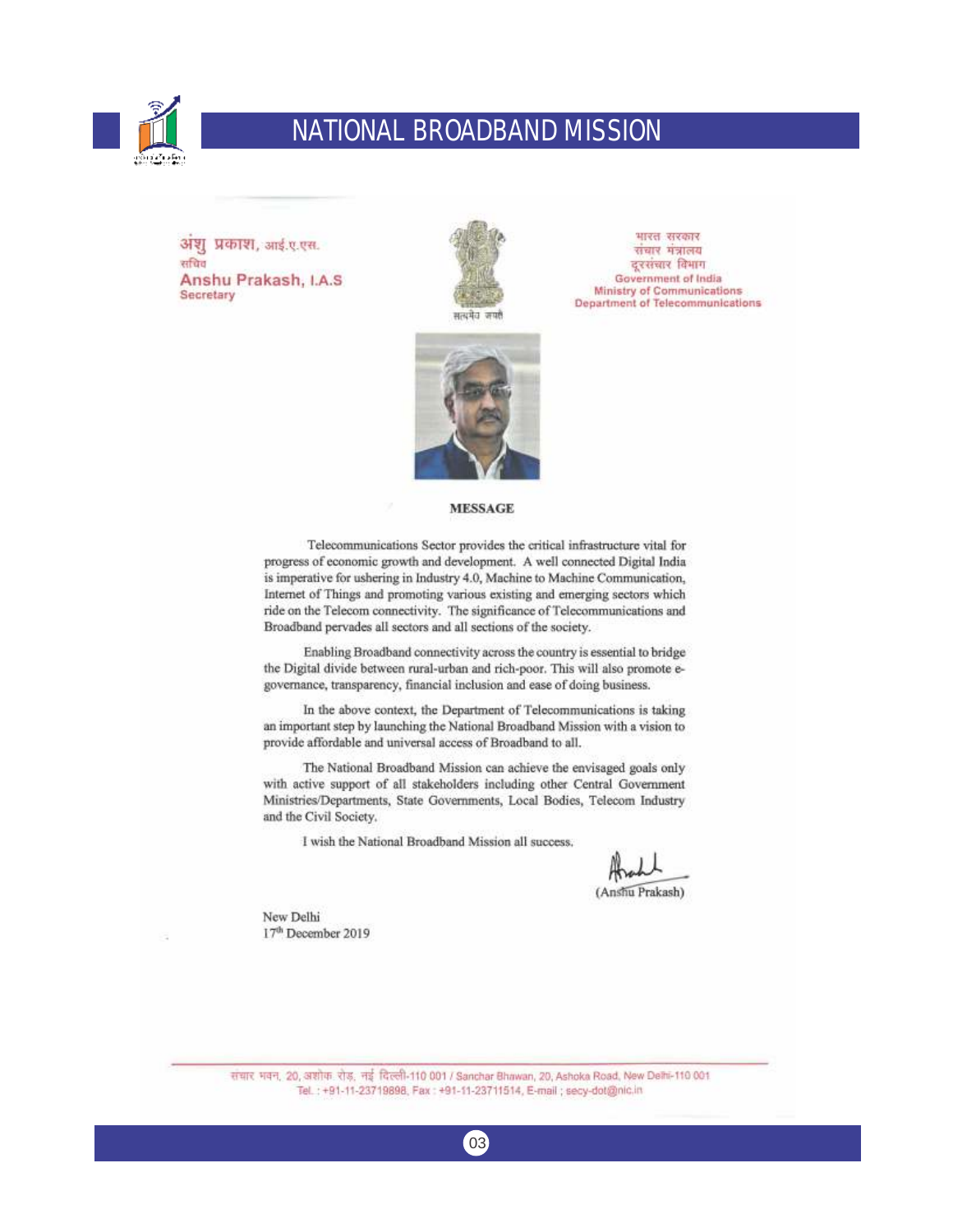अंशु प्रकाश, आई.ए.एस.
सचिव
**Anshu Prakash, I.A.S**
**Secretary**

सत्यमेव जयते

भारत सरकार
संचार मंत्रालय
दूरसंचार विभाग
Government of India
Ministry of Communications
Department of Telecommunications

## MESSAGE

Telecommunications Sector provides the critical infrastructure vital for progress of economic growth and development. A well connected Digital India is imperative for ushering in Industry 4.0, Machine to Machine Communication, Internet of Things and promoting various existing and emerging sectors which ride on the Telecom connectivity. The significance of Telecommunications and Broadband pervades all sectors and all sections of the society.

Enabling Broadband connectivity across the country is essential to bridge the Digital divide between rural-urban and rich-poor. This will also promote e-governance, transparency, financial inclusion and ease of doing business.

In the above context, the Department of Telecommunications is taking an important step by launching the National Broadband Mission with a vision to provide affordable and universal access of Broadband to all.

The National Broadband Mission can achieve the envisaged goals only with active support of all stakeholders including other Central Government Ministries/Departments, State Governments, Local Bodies, Telecom Industry and the Civil Society.

I wish the National Broadband Mission all success.

(Anshu Prakash)

New Delhi
17th December 2019

संचार भवन, 20, अशोक रोड, नई दिल्ली-110 001 / Sanchar Bhawan, 20, Ashoka Road, New Delhi-110 001
Tel. : +91-11-23719898, Fax : +91-11-23711514, E-mail : secy-dot@nic.in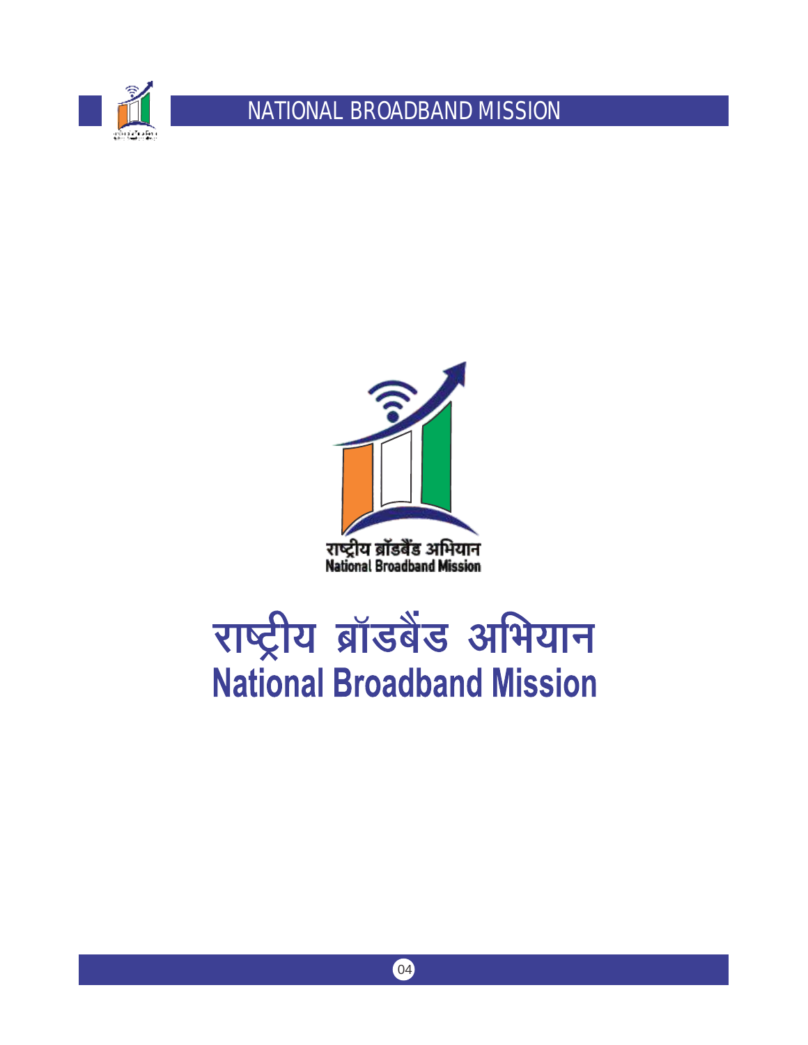# राष्ट्रीय ब्रॉडबैंड अभियान
# National Broadband Mission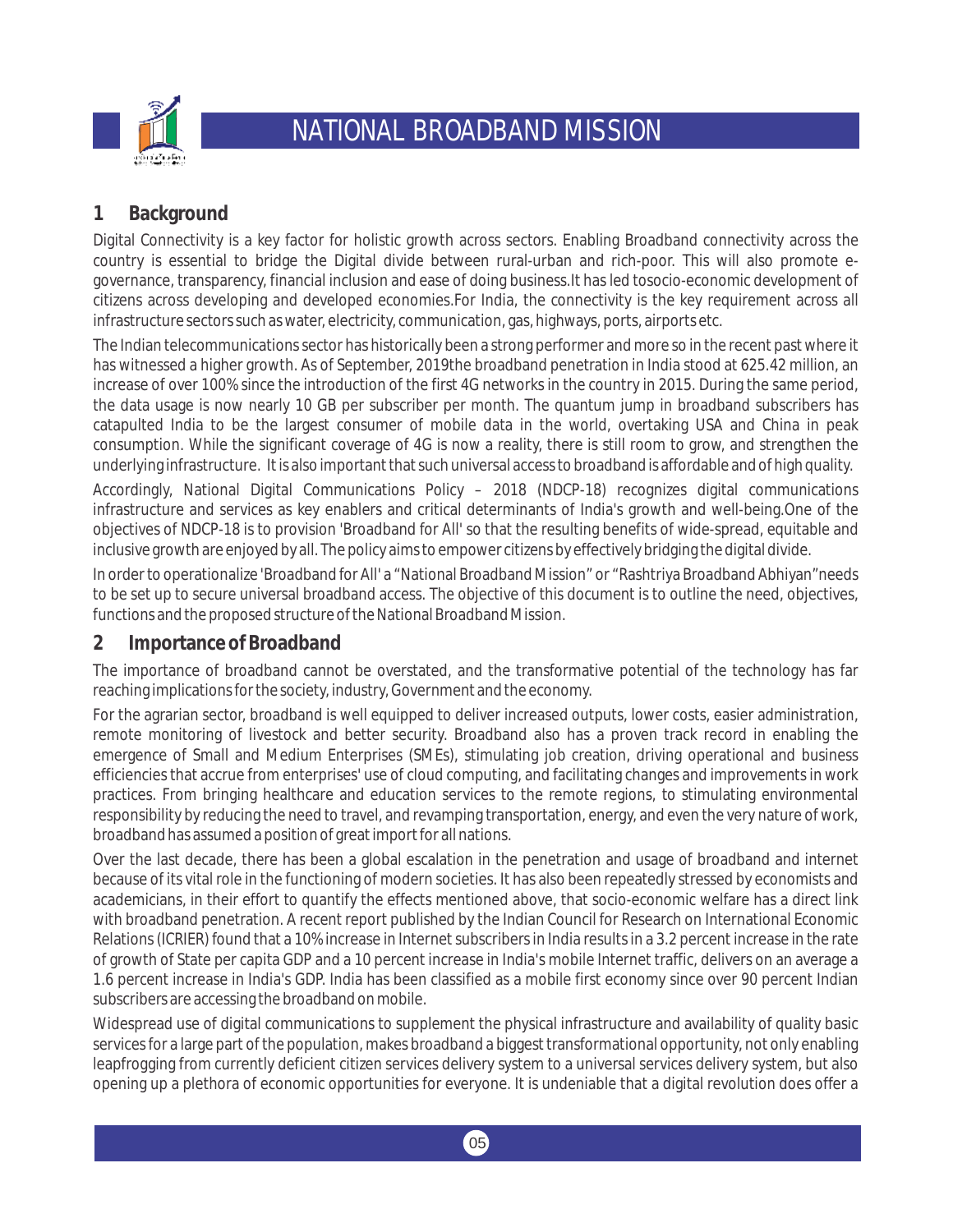# NATIONAL BROADBAND MISSION

## 1 Background

Digital Connectivity is a key factor for holistic growth across sectors. Enabling Broadband connectivity across the country is essential to bridge the Digital divide between rural-urban and rich-poor. This will also promote e-governance, transparency, financial inclusion and ease of doing business.It has led tosocio-economic development of citizens across developing and developed economies.For India, the connectivity is the key requirement across all infrastructure sectors such as water, electricity, communication, gas, highways, ports, airports etc.

The Indian telecommunications sector has historically been a strong performer and more so in the recent past where it has witnessed a higher growth. As of September, 2019the broadband penetration in India stood at 625.42 million, an increase of over 100% since the introduction of the first 4G networks in the country in 2015. During the same period, the data usage is now nearly 10 GB per subscriber per month. The quantum jump in broadband subscribers has catapulted India to be the largest consumer of mobile data in the world, overtaking USA and China in peak consumption. While the significant coverage of 4G is now a reality, there is still room to grow, and strengthen the underlying infrastructure. It is also important that such universal access to broadband is affordable and of high quality.

Accordingly, National Digital Communications Policy – 2018 (NDCP-18) recognizes digital communications infrastructure and services as key enablers and critical determinants of India's growth and well-being.One of the objectives of NDCP-18 is to provision 'Broadband for All' so that the resulting benefits of wide-spread, equitable and inclusive growth are enjoyed by all. The policy aims to empower citizens by effectively bridging the digital divide.

In order to operationalize 'Broadband for All' a "National Broadband Mission" or "Rashtriya Broadband Abhiyan"needs to be set up to secure universal broadband access. The objective of this document is to outline the need, objectives, functions and the proposed structure of the National Broadband Mission.

## 2 Importance of Broadband

The importance of broadband cannot be overstated, and the transformative potential of the technology has far reaching implications for the society, industry, Government and the economy.

For the agrarian sector, broadband is well equipped to deliver increased outputs, lower costs, easier administration, remote monitoring of livestock and better security. Broadband also has a proven track record in enabling the emergence of Small and Medium Enterprises (SMEs), stimulating job creation, driving operational and business efficiencies that accrue from enterprises' use of cloud computing, and facilitating changes and improvements in work practices. From bringing healthcare and education services to the remote regions, to stimulating environmental responsibility by reducing the need to travel, and revamping transportation, energy, and even the very nature of work, broadband has assumed a position of great import for all nations.

Over the last decade, there has been a global escalation in the penetration and usage of broadband and internet because of its vital role in the functioning of modern societies. It has also been repeatedly stressed by economists and academicians, in their effort to quantify the effects mentioned above, that socio-economic welfare has a direct link with broadband penetration. A recent report published by the Indian Council for Research on International Economic Relations (ICRIER) found that a 10% increase in Internet subscribers in India results in a 3.2 percent increase in the rate of growth of State per capita GDP and a 10 percent increase in India's mobile Internet traffic, delivers on an average a 1.6 percent increase in India's GDP. India has been classified as a mobile first economy since over 90 percent Indian subscribers are accessing the broadband on mobile.

Widespread use of digital communications to supplement the physical infrastructure and availability of quality basic services for a large part of the population, makes broadband a biggest transformational opportunity, not only enabling leapfrogging from currently deficient citizen services delivery system to a universal services delivery system, but also opening up a plethora of economic opportunities for everyone. It is undeniable that a digital revolution does offer a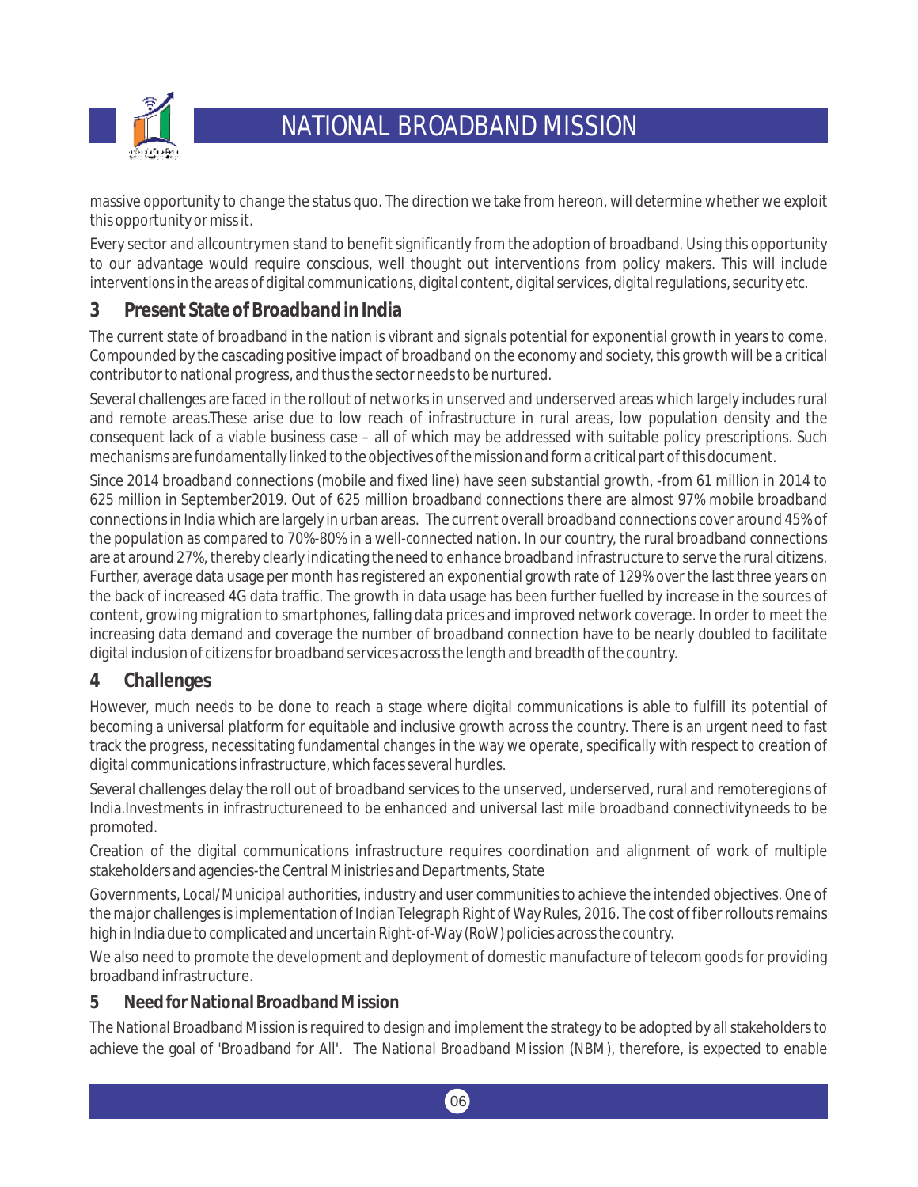massive opportunity to change the status quo. The direction we take from hereon, will determine whether we exploit this opportunity or miss it.

Every sector and allcountrymen stand to benefit significantly from the adoption of broadband. Using this opportunity to our advantage would require conscious, well thought out interventions from policy makers. This will include interventions in the areas of digital communications, digital content, digital services, digital regulations, security etc.

## 3 Present State of Broadband in India

The current state of broadband in the nation is vibrant and signals potential for exponential growth in years to come. Compounded by the cascading positive impact of broadband on the economy and society, this growth will be a critical contributor to national progress, and thus the sector needs to be nurtured.

Several challenges are faced in the rollout of networks in unserved and underserved areas which largely includes rural and remote areas.These arise due to low reach of infrastructure in rural areas, low population density and the consequent lack of a viable business case – all of which may be addressed with suitable policy prescriptions. Such mechanisms are fundamentally linked to the objectives of the mission and form a critical part of this document.

Since 2014 broadband connections (mobile and fixed line) have seen substantial growth, -from 61 million in 2014 to 625 million in September2019. Out of 625 million broadband connections there are almost 97% mobile broadband connections in India which are largely in urban areas. The current overall broadband connections cover around 45% of the population as compared to 70%-80% in a well-connected nation. In our country, the rural broadband connections are at around 27%, thereby clearly indicating the need to enhance broadband infrastructure to serve the rural citizens. Further, average data usage per month has registered an exponential growth rate of 129% over the last three years on the back of increased 4G data traffic. The growth in data usage has been further fuelled by increase in the sources of content, growing migration to smartphones, falling data prices and improved network coverage. In order to meet the increasing data demand and coverage the number of broadband connection have to be nearly doubled to facilitate digital inclusion of citizens for broadband services across the length and breadth of the country.

## 4 Challenges

However, much needs to be done to reach a stage where digital communications is able to fulfill its potential of becoming a universal platform for equitable and inclusive growth across the country. There is an urgent need to fast track the progress, necessitating fundamental changes in the way we operate, specifically with respect to creation of digital communications infrastructure, which faces several hurdles.

Several challenges delay the roll out of broadband services to the unserved, underserved, rural and remoteregions of India.Investments in infrastructureneed to be enhanced and universal last mile broadband connectivityneeds to be promoted.

Creation of the digital communications infrastructure requires coordination and alignment of work of multiple stakeholders and agencies-the Central Ministries and Departments, State

Governments, Local/Municipal authorities, industry and user communities to achieve the intended objectives. One of the major challenges is implementation of Indian Telegraph Right of Way Rules, 2016. The cost of fiber rollouts remains high in India due to complicated and uncertain Right-of-Way (RoW) policies across the country.

We also need to promote the development and deployment of domestic manufacture of telecom goods for providing broadband infrastructure.

## 5 Need for National Broadband Mission

The National Broadband Mission is required to design and implement the strategy to be adopted by all stakeholders to achieve the goal of 'Broadband for All'. The National Broadband Mission (NBM), therefore, is expected to enable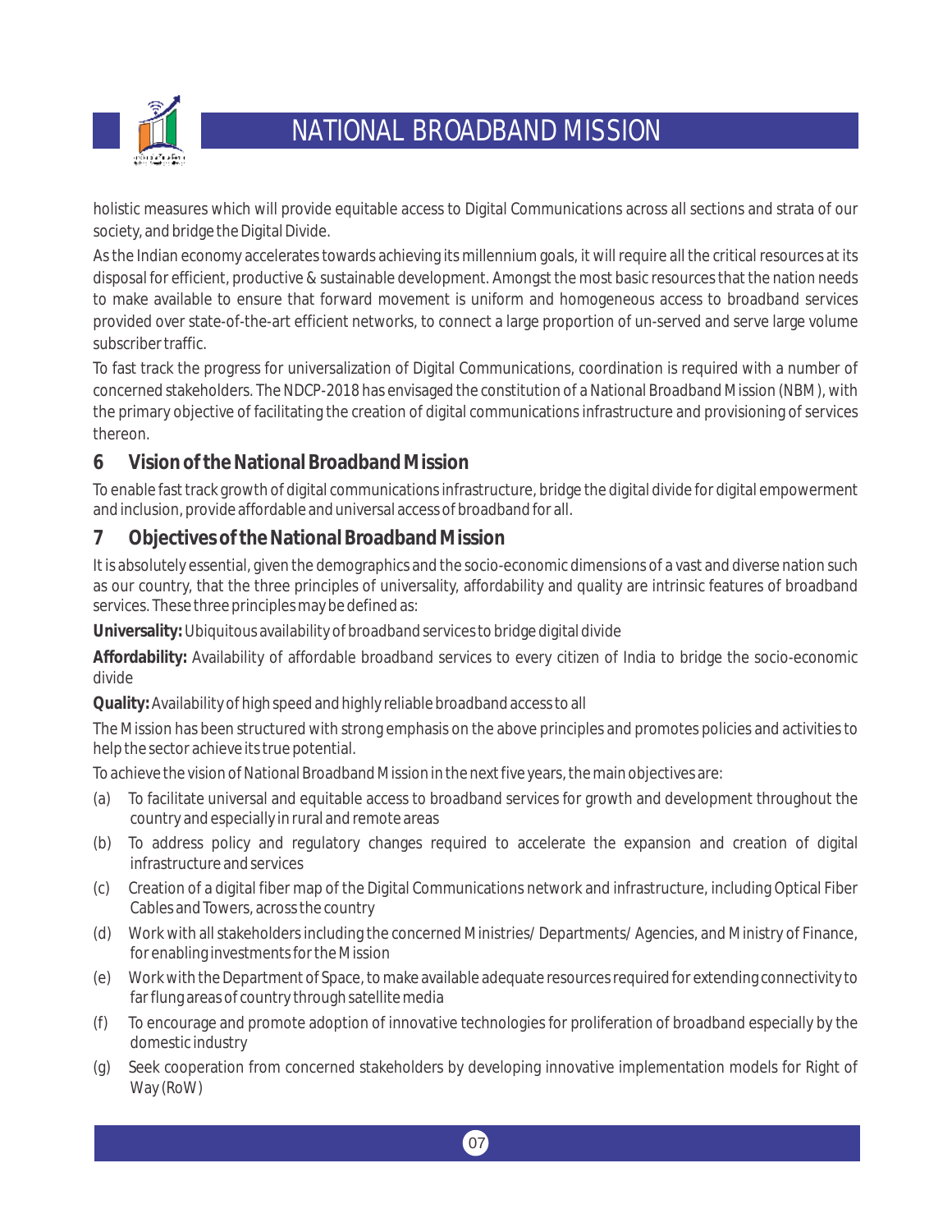holistic measures which will provide equitable access to Digital Communications across all sections and strata of our society, and bridge the Digital Divide.

As the Indian economy accelerates towards achieving its millennium goals, it will require all the critical resources at its disposal for efficient, productive & sustainable development. Amongst the most basic resources that the nation needs to make available to ensure that forward movement is uniform and homogeneous access to broadband services provided over state-of-the-art efficient networks, to connect a large proportion of un-served and serve large volume subscriber traffic.

To fast track the progress for universalization of Digital Communications, coordination is required with a number of concerned stakeholders. The NDCP-2018 has envisaged the constitution of a National Broadband Mission (NBM), with the primary objective of facilitating the creation of digital communications infrastructure and provisioning of services thereon.

## 6 Vision of the National Broadband Mission

To enable fast track growth of digital communications infrastructure, bridge the digital divide for digital empowerment and inclusion, provide affordable and universal access of broadband for all.

## 7 Objectives of the National Broadband Mission

It is absolutely essential, given the demographics and the socio-economic dimensions of a vast and diverse nation such as our country, that the three principles of universality, affordability and quality are intrinsic features of broadband services. These three principles may be defined as:

**Universality:** Ubiquitous availability of broadband services to bridge digital divide

**Affordability:** Availability of affordable broadband services to every citizen of India to bridge the socio-economic divide

**Quality:** Availability of high speed and highly reliable broadband access to all

The Mission has been structured with strong emphasis on the above principles and promotes policies and activities to help the sector achieve its true potential.

To achieve the vision of National Broadband Mission in the next five years, the main objectives are:

(a) To facilitate universal and equitable access to broadband services for growth and development throughout the country and especially in rural and remote areas

(b) To address policy and regulatory changes required to accelerate the expansion and creation of digital infrastructure and services

(c) Creation of a digital fiber map of the Digital Communications network and infrastructure, including Optical Fiber Cables and Towers, across the country

(d) Work with all stakeholders including the concerned Ministries/ Departments/ Agencies, and Ministry of Finance, for enabling investments for the Mission

(e) Work with the Department of Space, to make available adequate resources required for extending connectivity to far flung areas of country through satellite media

(f) To encourage and promote adoption of innovative technologies for proliferation of broadband especially by the domestic industry

(g) Seek cooperation from concerned stakeholders by developing innovative implementation models for Right of Way (RoW)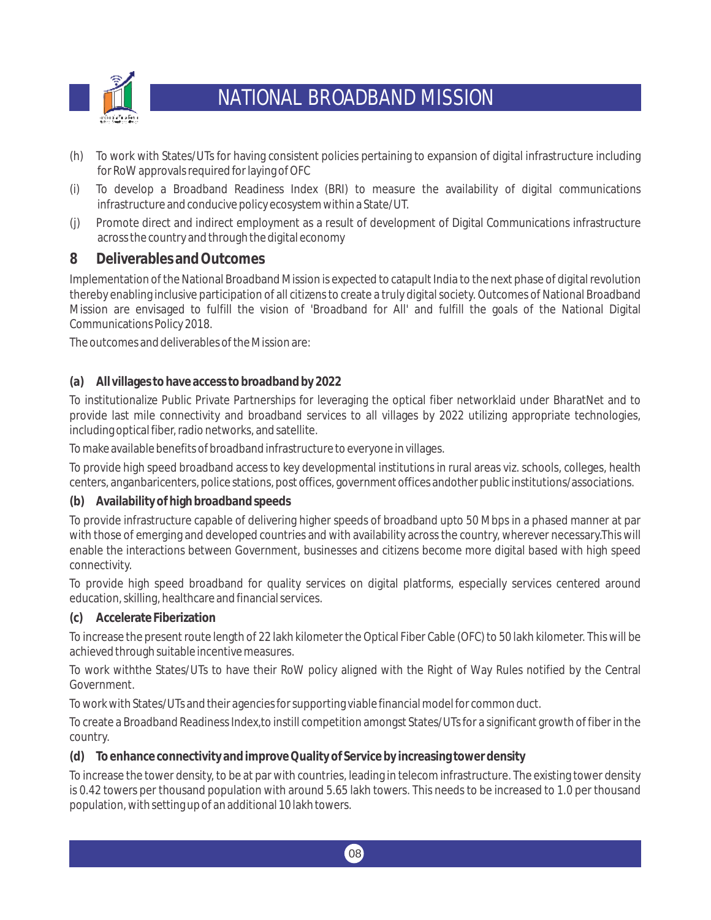(h) To work with States/UTs for having consistent policies pertaining to expansion of digital infrastructure including for RoW approvals required for laying of OFC

(i) To develop a Broadband Readiness Index (BRI) to measure the availability of digital communications infrastructure and conducive policy ecosystem within a State/UT.

(j) Promote direct and indirect employment as a result of development of Digital Communications infrastructure across the country and through the digital economy

## 8 Deliverables and Outcomes

Implementation of the National Broadband Mission is expected to catapult India to the next phase of digital revolution thereby enabling inclusive participation of all citizens to create a truly digital society. Outcomes of National Broadband Mission are envisaged to fulfill the vision of 'Broadband for All' and fulfill the goals of the National Digital Communications Policy 2018.

The outcomes and deliverables of the Mission are:

### (a) All villages to have access to broadband by 2022

To institutionalize Public Private Partnerships for leveraging the optical fiber networklaid under BharatNet and to provide last mile connectivity and broadband services to all villages by 2022 utilizing appropriate technologies, including optical fiber, radio networks, and satellite.

To make available benefits of broadband infrastructure to everyone in villages.

To provide high speed broadband access to key developmental institutions in rural areas viz. schools, colleges, health centers, anganbaricenters, police stations, post offices, government offices andother public institutions/associations.

### (b) Availability of high broadband speeds

To provide infrastructure capable of delivering higher speeds of broadband upto 50 Mbps in a phased manner at par with those of emerging and developed countries and with availability across the country, wherever necessary.This will enable the interactions between Government, businesses and citizens become more digital based with high speed connectivity.

To provide high speed broadband for quality services on digital platforms, especially services centered around education, skilling, healthcare and financial services.

### (c) Accelerate Fiberization

To increase the present route length of 22 lakh kilometer the Optical Fiber Cable (OFC) to 50 lakh kilometer. This will be achieved through suitable incentive measures.

To work withthe States/UTs to have their RoW policy aligned with the Right of Way Rules notified by the Central Government.

To work with States/UTs and their agencies for supporting viable financial model for common duct.

To create a Broadband Readiness Index,to instill competition amongst States/UTs for a significant growth of fiber in the country.

### (d) To enhance connectivity and improve Quality of Service by increasing tower density

To increase the tower density, to be at par with countries, leading in telecom infrastructure. The existing tower density is 0.42 towers per thousand population with around 5.65 lakh towers. This needs to be increased to 1.0 per thousand population, with setting up of an additional 10 lakh towers.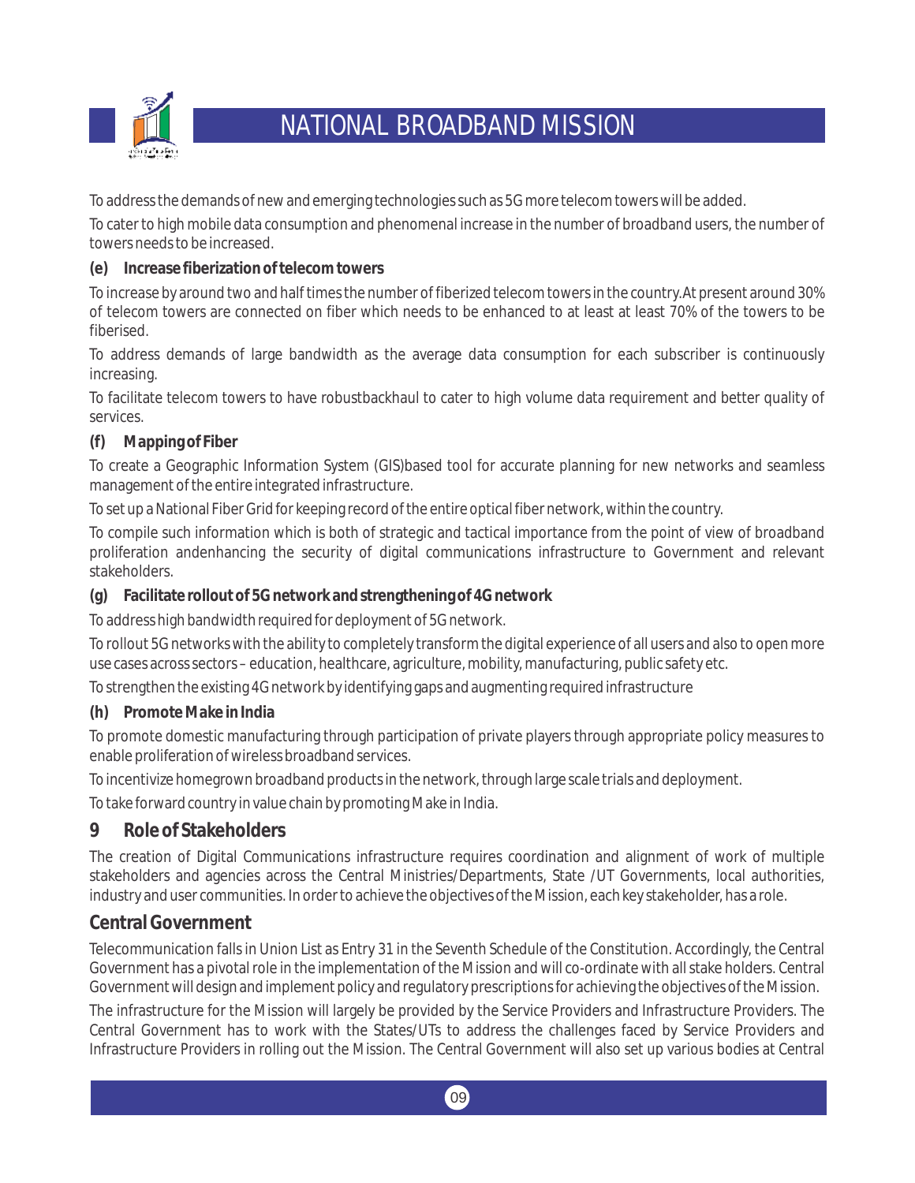To address the demands of new and emerging technologies such as 5G more telecom towers will be added.

To cater to high mobile data consumption and phenomenal increase in the number of broadband users, the number of towers needs to be increased.

**(e) Increase fiberization of telecom towers**

To increase by around two and half times the number of fiberized telecom towers in the country.At present around 30% of telecom towers are connected on fiber which needs to be enhanced to at least at least 70% of the towers to be fiberised.

To address demands of large bandwidth as the average data consumption for each subscriber is continuously increasing.

To facilitate telecom towers to have robustbackhaul to cater to high volume data requirement and better quality of services.

**(f) Mapping of Fiber**

To create a Geographic Information System (GIS)based tool for accurate planning for new networks and seamless management of the entire integrated infrastructure.

To set up a National Fiber Grid for keeping record of the entire optical fiber network, within the country.

To compile such information which is both of strategic and tactical importance from the point of view of broadband proliferation andenhancing the security of digital communications infrastructure to Government and relevant stakeholders.

**(g) Facilitate rollout of 5G network and strengthening of 4G network**

To address high bandwidth required for deployment of 5G network.

To rollout 5G networks with the ability to completely transform the digital experience of all users and also to open more use cases across sectors – education, healthcare, agriculture, mobility, manufacturing, public safety etc.

To strengthen the existing 4G network by identifying gaps and augmenting required infrastructure

**(h) Promote Make in India**

To promote domestic manufacturing through participation of private players through appropriate policy measures to enable proliferation of wireless broadband services.

To incentivize homegrown broadband products in the network, through large scale trials and deployment.

To take forward country in value chain by promoting Make in India.

## 9 Role of Stakeholders

The creation of Digital Communications infrastructure requires coordination and alignment of work of multiple stakeholders and agencies across the Central Ministries/Departments, State /UT Governments, local authorities, industry and user communities. In order to achieve the objectives of the Mission, each key stakeholder, has a role.

### Central Government

Telecommunication falls in Union List as Entry 31 in the Seventh Schedule of the Constitution. Accordingly, the Central Government has a pivotal role in the implementation of the Mission and will co-ordinate with all stake holders. Central Government will design and implement policy and regulatory prescriptions for achieving the objectives of the Mission.

The infrastructure for the Mission will largely be provided by the Service Providers and Infrastructure Providers. The Central Government has to work with the States/UTs to address the challenges faced by Service Providers and Infrastructure Providers in rolling out the Mission. The Central Government will also set up various bodies at Central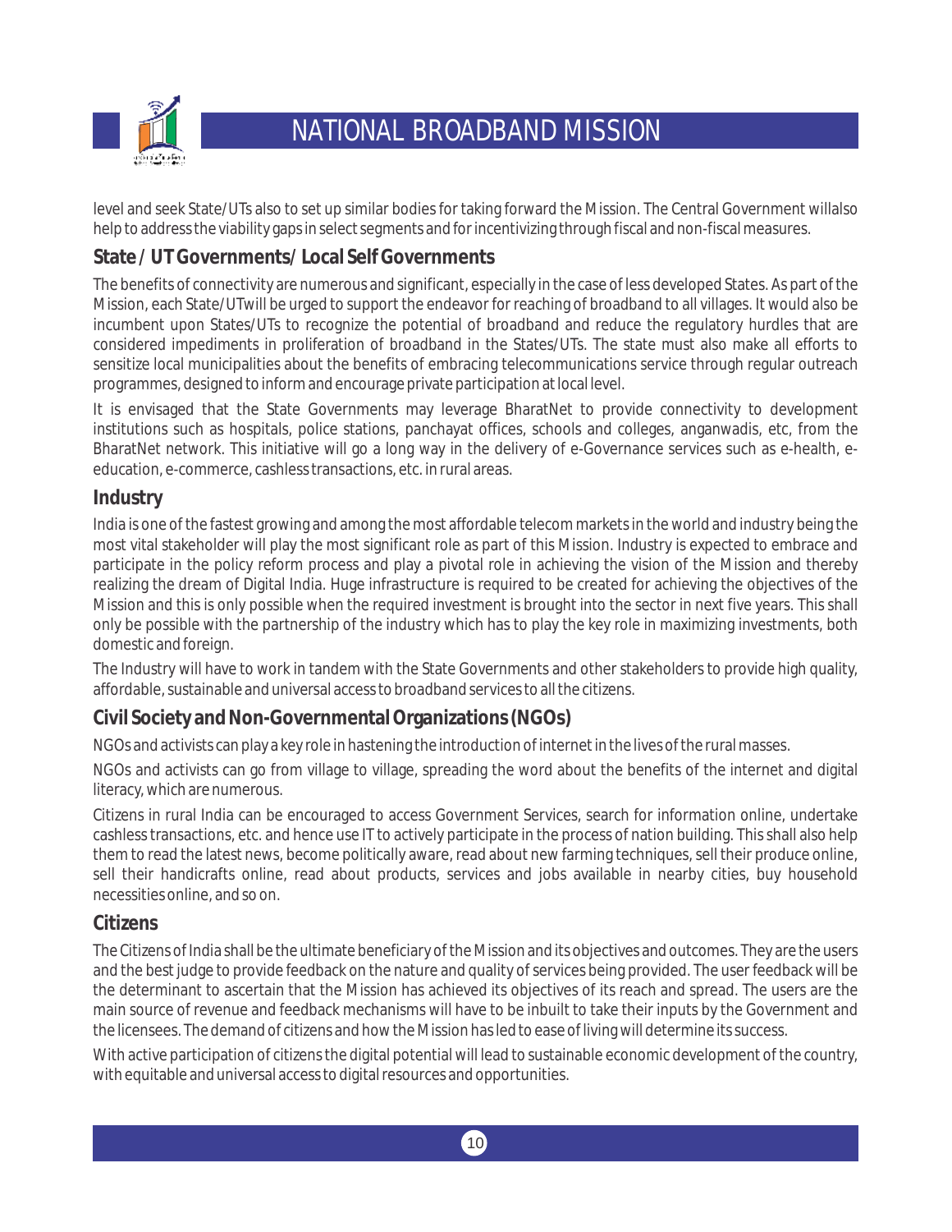level and seek State/UTs also to set up similar bodies for taking forward the Mission. The Central Government willalso help to address the viability gaps in select segments and for incentivizing through fiscal and non-fiscal measures.

## State / UT Governments/ Local Self Governments

The benefits of connectivity are numerous and significant, especially in the case of less developed States. As part of the Mission, each State/UTwill be urged to support the endeavor for reaching of broadband to all villages. It would also be incumbent upon States/UTs to recognize the potential of broadband and reduce the regulatory hurdles that are considered impediments in proliferation of broadband in the States/UTs. The state must also make all efforts to sensitize local municipalities about the benefits of embracing telecommunications service through regular outreach programmes, designed to inform and encourage private participation at local level.

It is envisaged that the State Governments may leverage BharatNet to provide connectivity to development institutions such as hospitals, police stations, panchayat offices, schools and colleges, anganwadis, etc, from the BharatNet network. This initiative will go a long way in the delivery of e-Governance services such as e-health, e-education, e-commerce, cashless transactions, etc. in rural areas.

## Industry

India is one of the fastest growing and among the most affordable telecom markets in the world and industry being the most vital stakeholder will play the most significant role as part of this Mission. Industry is expected to embrace and participate in the policy reform process and play a pivotal role in achieving the vision of the Mission and thereby realizing the dream of Digital India. Huge infrastructure is required to be created for achieving the objectives of the Mission and this is only possible when the required investment is brought into the sector in next five years. This shall only be possible with the partnership of the industry which has to play the key role in maximizing investments, both domestic and foreign.

The Industry will have to work in tandem with the State Governments and other stakeholders to provide high quality, affordable, sustainable and universal access to broadband services to all the citizens.

## Civil Society and Non-Governmental Organizations (NGOs)

NGOs and activists can play a key role in hastening the introduction of internet in the lives of the rural masses.

NGOs and activists can go from village to village, spreading the word about the benefits of the internet and digital literacy, which are numerous.

Citizens in rural India can be encouraged to access Government Services, search for information online, undertake cashless transactions, etc. and hence use IT to actively participate in the process of nation building. This shall also help them to read the latest news, become politically aware, read about new farming techniques, sell their produce online, sell their handicrafts online, read about products, services and jobs available in nearby cities, buy household necessities online, and so on.

## Citizens

The Citizens of India shall be the ultimate beneficiary of the Mission and its objectives and outcomes. They are the users and the best judge to provide feedback on the nature and quality of services being provided. The user feedback will be the determinant to ascertain that the Mission has achieved its objectives of its reach and spread. The users are the main source of revenue and feedback mechanisms will have to be inbuilt to take their inputs by the Government and the licensees. The demand of citizens and how the Mission has led to ease of living will determine its success.

With active participation of citizens the digital potential will lead to sustainable economic development of the country, with equitable and universal access to digital resources and opportunities.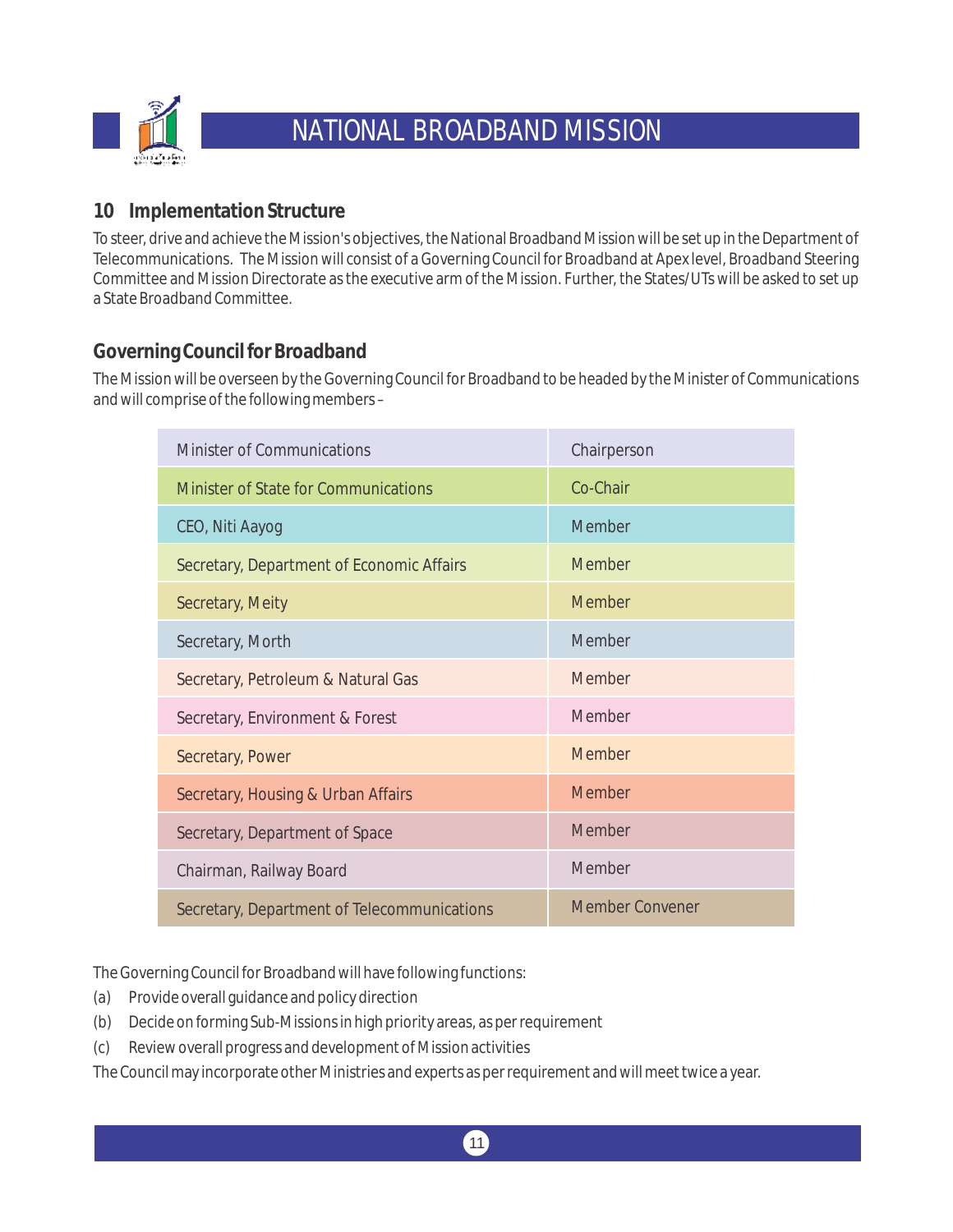## 10 Implementation Structure

To steer, drive and achieve the Mission's objectives, the National Broadband Mission will be set up in the Department of Telecommunications. The Mission will consist of a Governing Council for Broadband at Apex level, Broadband Steering Committee and Mission Directorate as the executive arm of the Mission. Further, the States/UTs will be asked to set up a State Broadband Committee.

### Governing Council for Broadband

The Mission will be overseen by the Governing Council for Broadband to be headed by the Minister of Communications and will comprise of the following members –

| Minister of Communications | Chairperson |
|---|---|
| Minister of State for Communications | Co-Chair |
| CEO, Niti Aayog | Member |
| Secretary, Department of Economic Affairs | Member |
| Secretary, Meity | Member |
| Secretary, Morth | Member |
| Secretary, Petroleum & Natural Gas | Member |
| Secretary, Environment & Forest | Member |
| Secretary, Power | Member |
| Secretary, Housing & Urban Affairs | Member |
| Secretary, Department of Space | Member |
| Chairman, Railway Board | Member |
| Secretary, Department of Telecommunications | Member Convener |

The Governing Council for Broadband will have following functions:

(a) Provide overall guidance and policy direction

(b) Decide on forming Sub-Missions in high priority areas, as per requirement

(c) Review overall progress and development of Mission activities

The Council may incorporate other Ministries and experts as per requirement and will meet twice a year.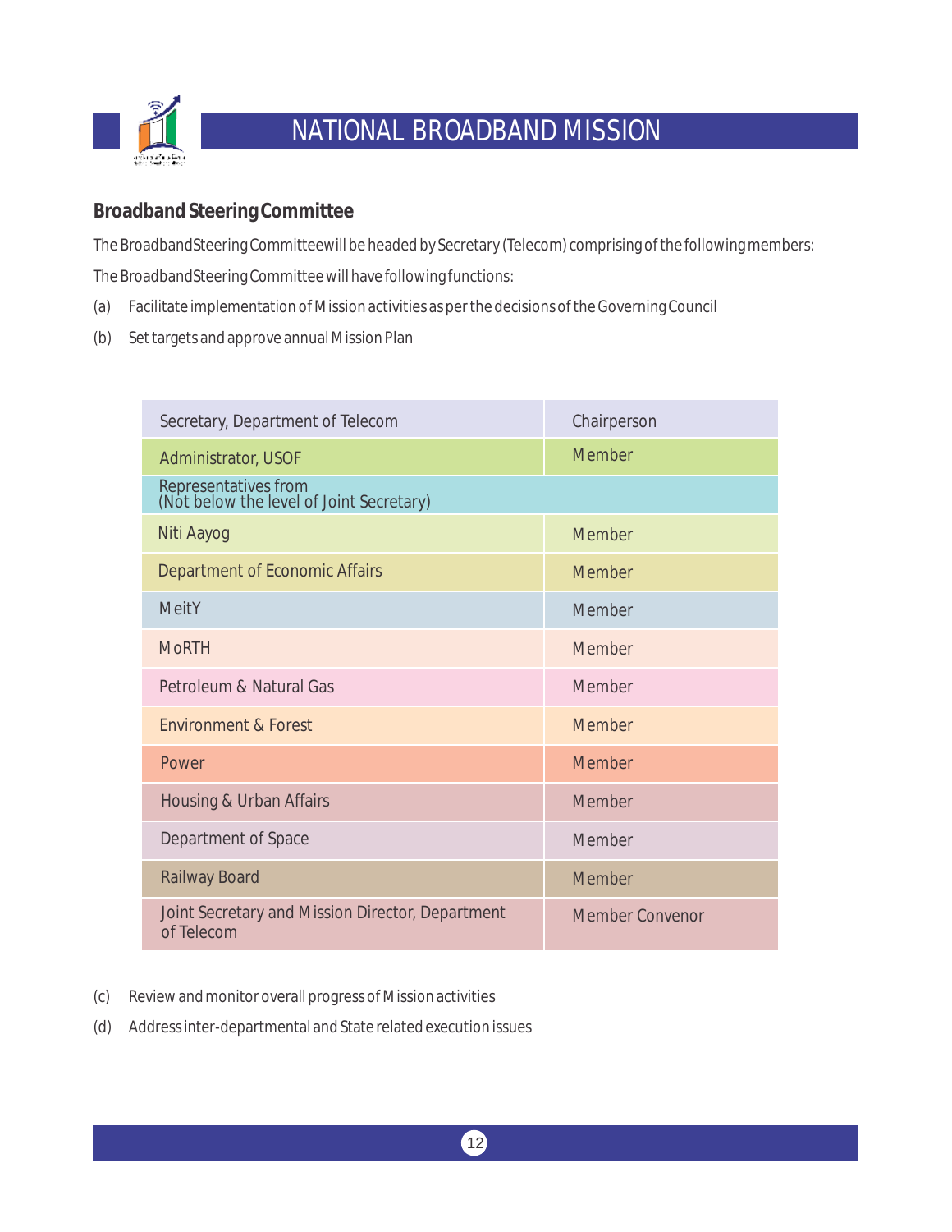## Broadband Steering Committee

The Broadband Steering Committee will be headed by Secretary (Telecom) comprising of the following members:

The Broadband Steering Committee will have following functions:

(a) Facilitate implementation of Mission activities as per the decisions of the Governing Council

(b) Set targets and approve annual Mission Plan

| | |
|---|---|
| Secretary, Department of Telecom | Chairperson |
| Administrator, USOF | Member |
| Representatives from (Not below the level of Joint Secretary) | |
| Niti Aayog | Member |
| Department of Economic Affairs | Member |
| MeitY | Member |
| MoRTH | Member |
| Petroleum & Natural Gas | Member |
| Environment & Forest | Member |
| Power | Member |
| Housing & Urban Affairs | Member |
| Department of Space | Member |
| Railway Board | Member |
| Joint Secretary and Mission Director, Department of Telecom | Member Convenor |

(c) Review and monitor overall progress of Mission activities

(d) Address inter-departmental and State related execution issues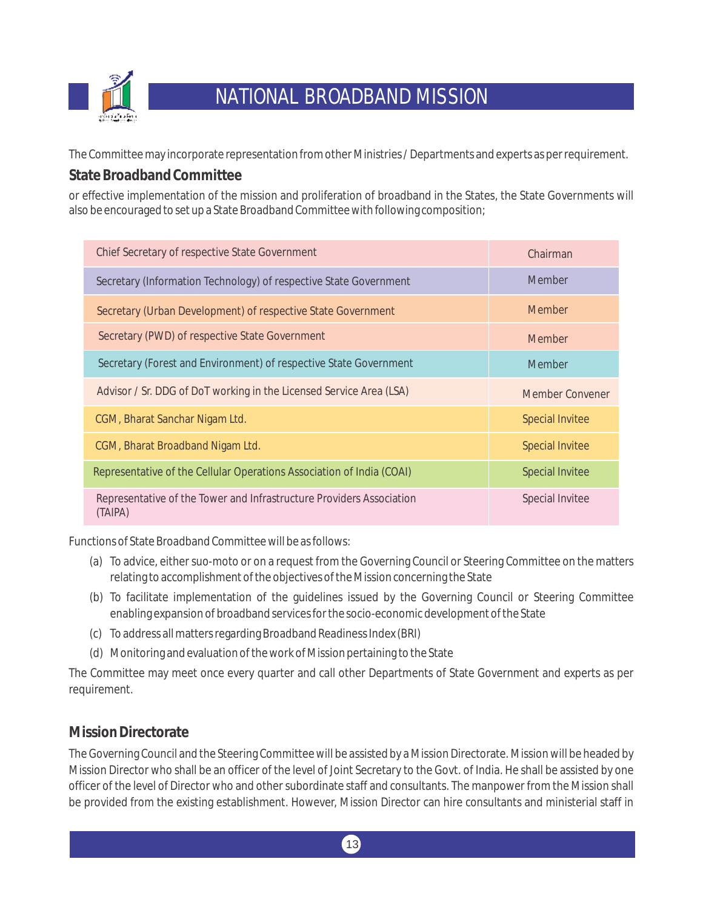The Committee may incorporate representation from other Ministries / Departments and experts as per requirement.

### State Broadband Committee

or effective implementation of the mission and proliferation of broadband in the States, the State Governments will also be encouraged to set up a State Broadband Committee with following composition;

| | |
|---|---|
| Chief Secretary of respective State Government | Chairman |
| Secretary (Information Technology) of respective State Government | Member |
| Secretary (Urban Development) of respective State Government | Member |
| Secretary (PWD) of respective State Government | Member |
| Secretary (Forest and Environment) of respective State Government | Member |
| Advisor / Sr. DDG of DoT working in the Licensed Service Area (LSA) | Member Convener |
| CGM , Bharat Sanchar Nigam Ltd. | Special Invitee |
| CGM , Bharat Broadband Nigam Ltd. | Special Invitee |
| Representative of the Cellular Operations Association of India (COAI) | Special Invitee |
| Representative of the Tower and Infrastructure Providers Association (TAIPA) | Special Invitee |

Functions of State Broadband Committee will be as follows:

(a) To advice, either suo-moto or on a request from the Governing Council or Steering Committee on the matters relating to accomplishment of the objectives of the Mission concerning the State

(b) To facilitate implementation of the guidelines issued by the Governing Council or Steering Committee enabling expansion of broadband services for the socio-economic development of the State

(c) To address all matters regarding Broadband Readiness Index (BRI)

(d) Monitoring and evaluation of the work of Mission pertaining to the State

The Committee may meet once every quarter and call other Departments of State Government and experts as per requirement.

### Mission Directorate

The Governing Council and the Steering Committee will be assisted by a Mission Directorate. Mission will be headed by Mission Director who shall be an officer of the level of Joint Secretary to the Govt. of India. He shall be assisted by one officer of the level of Director who and other subordinate staff and consultants. The manpower from the Mission shall be provided from the existing establishment. However, Mission Director can hire consultants and ministerial staff in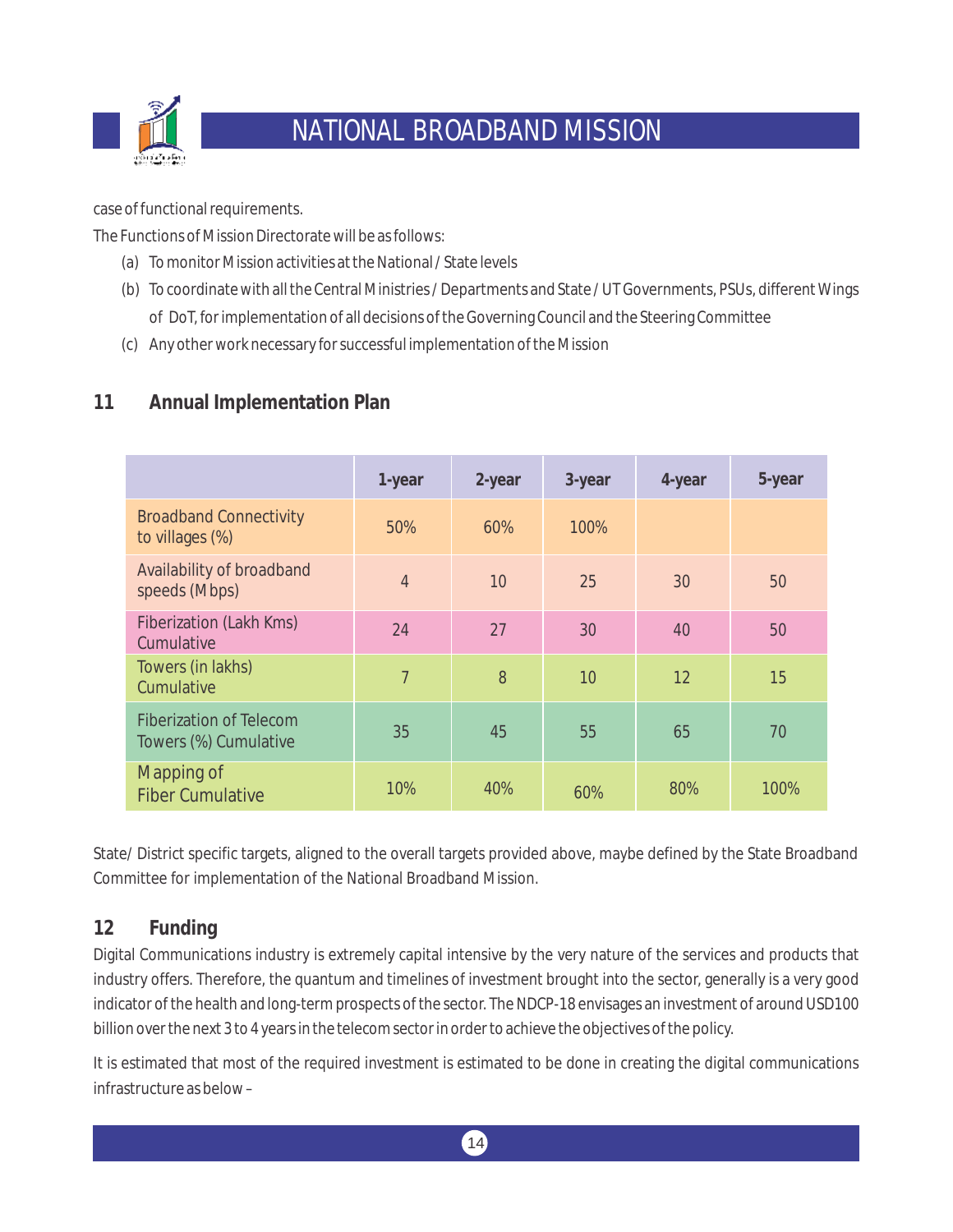case of functional requirements.

The Functions of Mission Directorate will be as follows:

(a) To monitor Mission activities at the National / State levels

(b) To coordinate with all the Central Ministries / Departments and State / UT Governments, PSUs, different Wings of DoT, for implementation of all decisions of the Governing Council and the Steering Committee

(c) Any other work necessary for successful implementation of the Mission

## 11 Annual Implementation Plan

| | 1-year | 2-year | 3-year | 4-year | 5-year |
|---|---|---|---|---|---|
| Broadband Connectivity to villages (%) | 50% | 60% | 100% | | |
| Availability of broadband speeds (Mbps) | 4 | 10 | 25 | 30 | 50 |
| Fiberization (Lakh Kms) Cumulative | 24 | 27 | 30 | 40 | 50 |
| Towers (in lakhs) Cumulative | 7 | 8 | 10 | 12 | 15 |
| Fiberization of Telecom Towers (%) Cumulative | 35 | 45 | 55 | 65 | 70 |
| Mapping of Fiber Cumulative | 10% | 40% | 60% | 80% | 100% |

State/ District specific targets, aligned to the overall targets provided above, maybe defined by the State Broadband Committee for implementation of the National Broadband Mission.

## 12 Funding

Digital Communications industry is extremely capital intensive by the very nature of the services and products that industry offers. Therefore, the quantum and timelines of investment brought into the sector, generally is a very good indicator of the health and long-term prospects of the sector. The NDCP-18 envisages an investment of around USD100 billion over the next 3 to 4 years in the telecom sector in order to achieve the objectives of the policy.

It is estimated that most of the required investment is estimated to be done in creating the digital communications infrastructure as below –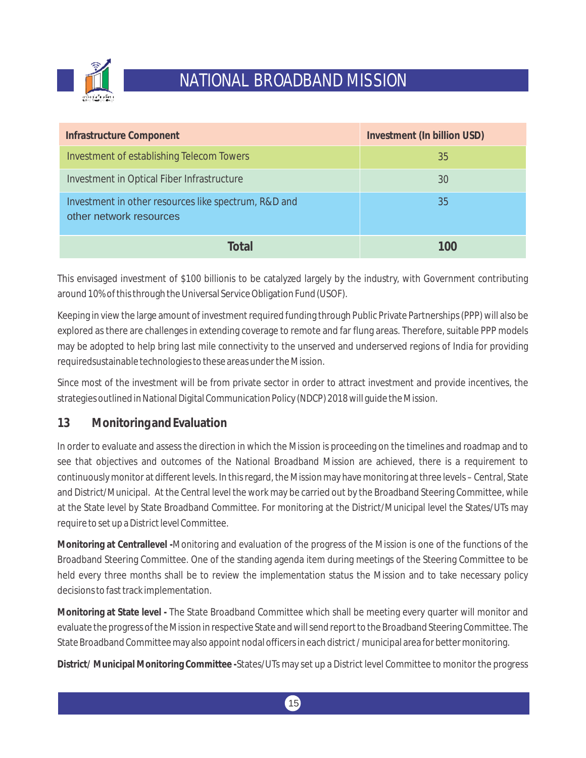| Infrastructure Component | Investment (In billion USD) |
|---|---|
| Investment of establishing Telecom Towers | 35 |
| Investment in Optical Fiber Infrastructure | 30 |
| Investment in other resources like spectrum, R&D and other network resources | 35 |
| **Total** | **100** |

This envisaged investment of $100 billionis to be catalyzed largely by the industry, with Government contributing around 10% of this through the Universal Service Obligation Fund (USOF).

Keeping in view the large amount of investment required funding through Public Private Partnerships (PPP) will also be explored as there are challenges in extending coverage to remote and far flung areas. Therefore, suitable PPP models may be adopted to help bring last mile connectivity to the unserved and underserved regions of India for providing requiredsustainable technologies to these areas under the Mission.

Since most of the investment will be from private sector in order to attract investment and provide incentives, the strategies outlined in National Digital Communication Policy (NDCP) 2018 will guide the Mission.

## 13 Monitoring and Evaluation

In order to evaluate and assess the direction in which the Mission is proceeding on the timelines and roadmap and to see that objectives and outcomes of the National Broadband Mission are achieved, there is a requirement to continuously monitor at different levels. In this regard, the Mission may have monitoring at three levels – Central, State and District/Municipal. At the Central level the work may be carried out by the Broadband Steering Committee, while at the State level by State Broadband Committee. For monitoring at the District/Municipal level the States/UTs may require to set up a District level Committee.

**Monitoring at Centrallevel -**Monitoring and evaluation of the progress of the Mission is one of the functions of the Broadband Steering Committee. One of the standing agenda item during meetings of the Steering Committee to be held every three months shall be to review the implementation status the Mission and to take necessary policy decisions to fast track implementation.

**Monitoring at State level -** The State Broadband Committee which shall be meeting every quarter will monitor and evaluate the progress of the Mission in respective State and will send report to the Broadband Steering Committee. The State Broadband Committee may also appoint nodal officers in each district / municipal area for better monitoring.

**District/ Municipal Monitoring Committee -**States/UTs may set up a District level Committee to monitor the progress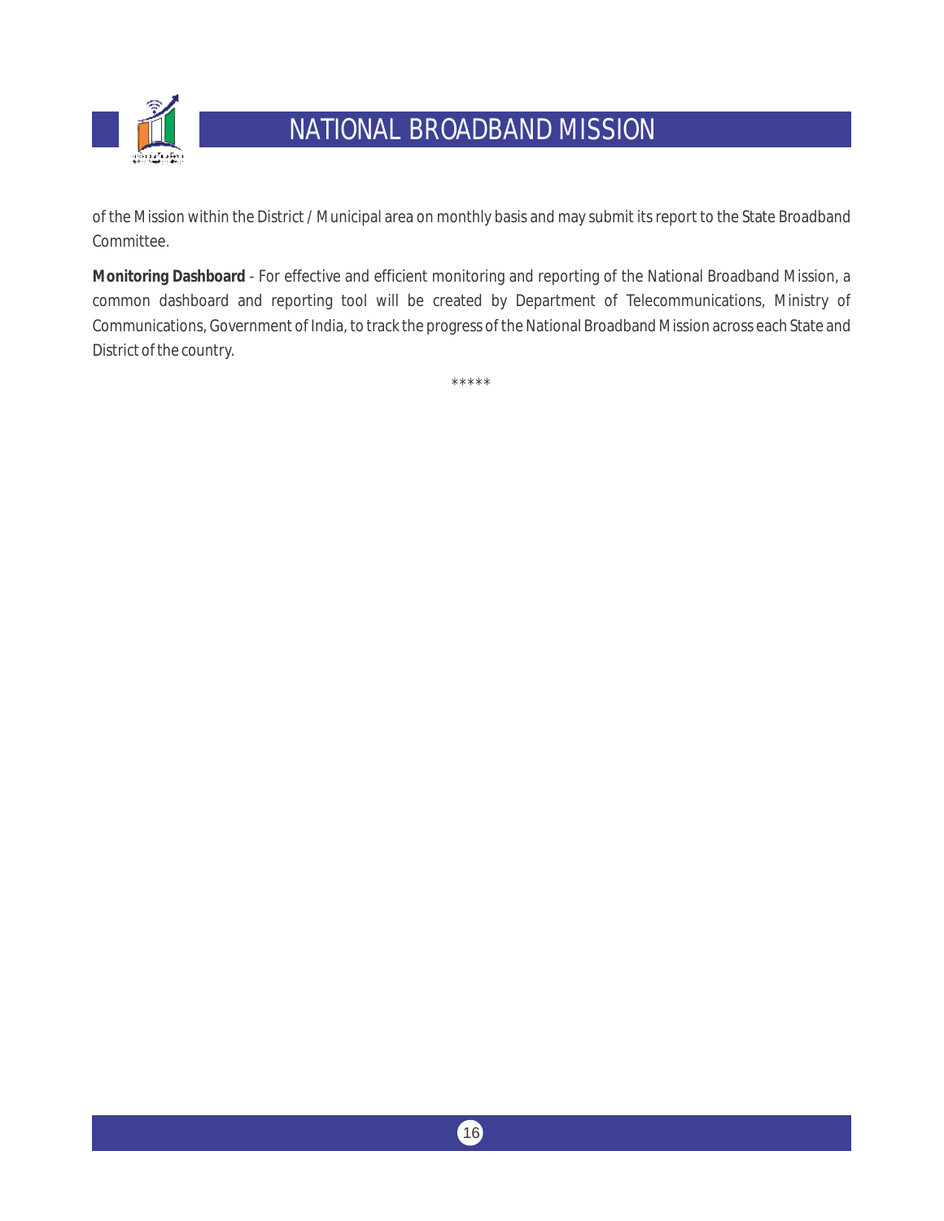of the Mission within the District / Municipal area on monthly basis and may submit its report to the State Broadband Committee.

**Monitoring Dashboard** - For effective and efficient monitoring and reporting of the National Broadband Mission, a common dashboard and reporting tool will be created by Department of Telecommunications, Ministry of Communications, Government of India, to track the progress of the National Broadband Mission across each State and District of the country.

*****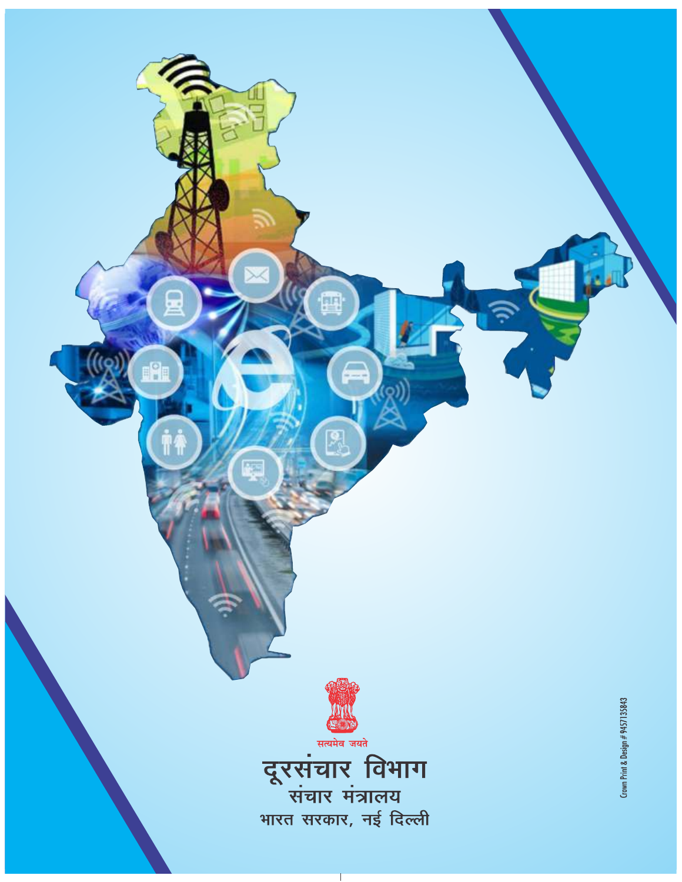सत्यमेव जयते

दूरसंचार विभाग

संचार मंत्रालय

भारत सरकार, नई दिल्ली

Crown Print & Design # 9457135843